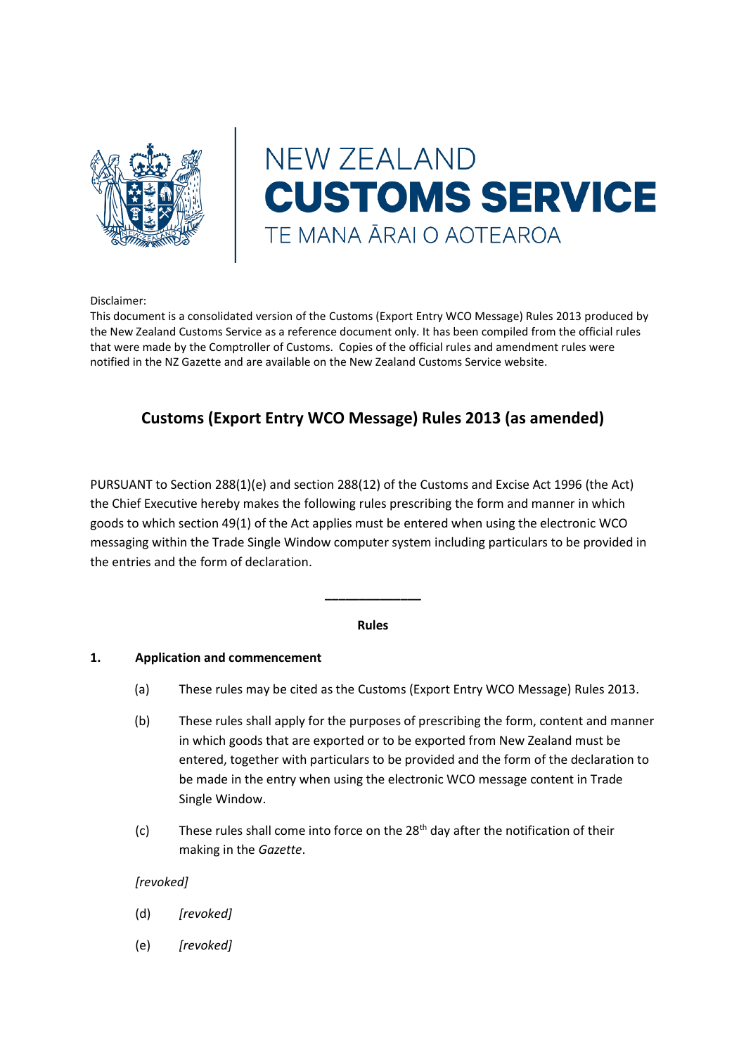NEW ZEALAND
**CUSTOMS SERVICE**
TE MANA ĀRAI O AOTEAROA

Disclaimer:
This document is a consolidated version of the Customs (Export Entry WCO Message) Rules 2013 produced by the New Zealand Customs Service as a reference document only. It has been compiled from the official rules that were made by the Comptroller of Customs. Copies of the official rules and amendment rules were notified in the NZ Gazette and are available on the New Zealand Customs Service website.

# Customs (Export Entry WCO Message) Rules 2013 (as amended)

PURSUANT to Section 288(1)(e) and section 288(12) of the Customs and Excise Act 1996 (the Act) the Chief Executive hereby makes the following rules prescribing the form and manner in which goods to which section 49(1) of the Act applies must be entered when using the electronic WCO messaging within the Trade Single Window computer system including particulars to be provided in the entries and the form of declaration.

---

**Rules**

## 1. Application and commencement

(a) These rules may be cited as the Customs (Export Entry WCO Message) Rules 2013.

(b) These rules shall apply for the purposes of prescribing the form, content and manner in which goods that are exported or to be exported from New Zealand must be entered, together with particulars to be provided and the form of the declaration to be made in the entry when using the electronic WCO message content in Trade Single Window.

(c) These rules shall come into force on the 28th day after the notification of their making in the *Gazette*.

*[revoked]*

(d) *[revoked]*

(e) *[revoked]*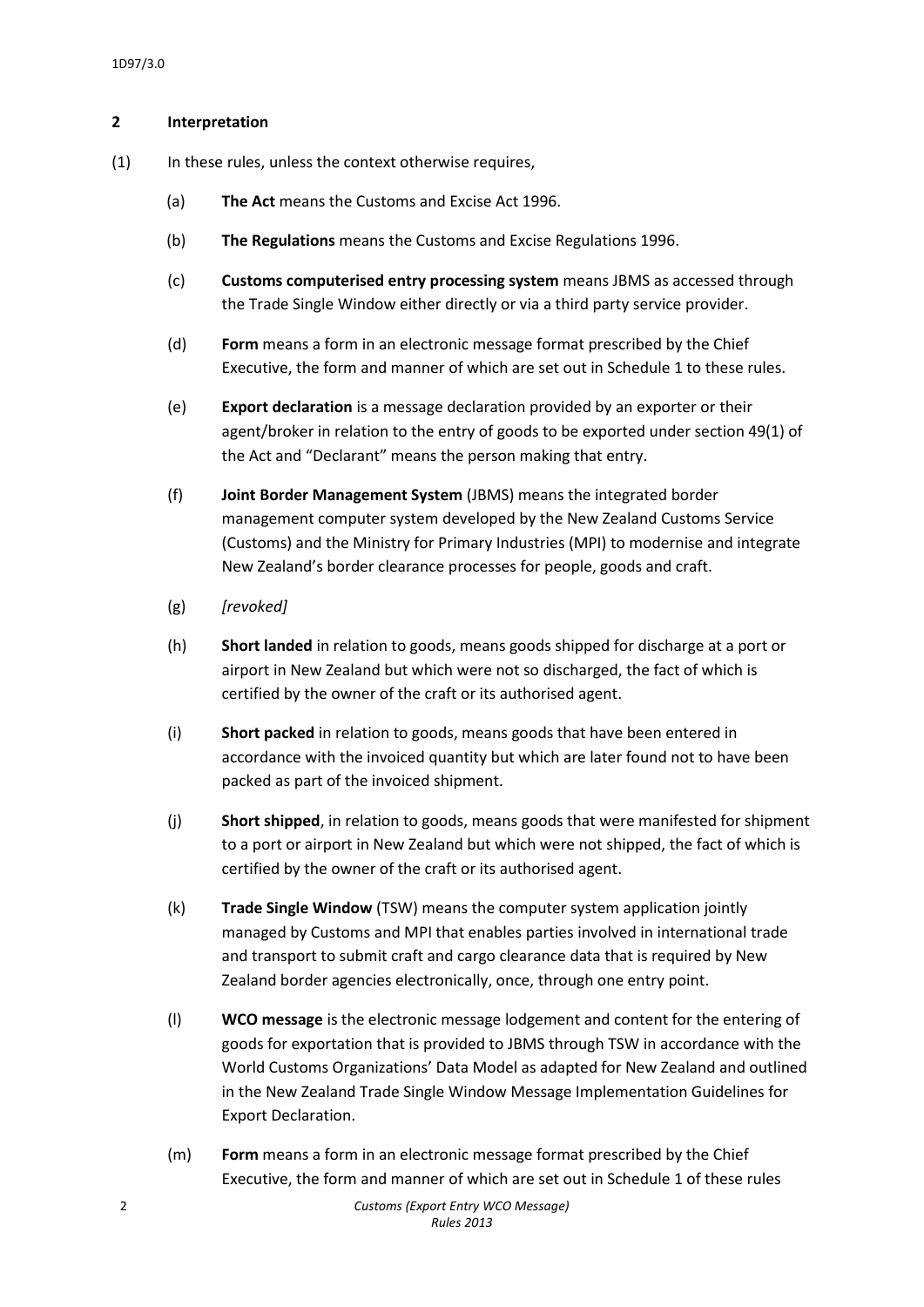## 2 Interpretation

(1) In these rules, unless the context otherwise requires,

(a) **The Act** means the Customs and Excise Act 1996.

(b) **The Regulations** means the Customs and Excise Regulations 1996.

(c) **Customs computerised entry processing system** means JBMS as accessed through the Trade Single Window either directly or via a third party service provider.

(d) **Form** means a form in an electronic message format prescribed by the Chief Executive, the form and manner of which are set out in Schedule 1 to these rules.

(e) **Export declaration** is a message declaration provided by an exporter or their agent/broker in relation to the entry of goods to be exported under section 49(1) of the Act and "Declarant" means the person making that entry.

(f) **Joint Border Management System** (JBMS) means the integrated border management computer system developed by the New Zealand Customs Service (Customs) and the Ministry for Primary Industries (MPI) to modernise and integrate New Zealand's border clearance processes for people, goods and craft.

(g) *[revoked]*

(h) **Short landed** in relation to goods, means goods shipped for discharge at a port or airport in New Zealand but which were not so discharged, the fact of which is certified by the owner of the craft or its authorised agent.

(i) **Short packed** in relation to goods, means goods that have been entered in accordance with the invoiced quantity but which are later found not to have been packed as part of the invoiced shipment.

(j) **Short shipped**, in relation to goods, means goods that were manifested for shipment to a port or airport in New Zealand but which were not shipped, the fact of which is certified by the owner of the craft or its authorised agent.

(k) **Trade Single Window** (TSW) means the computer system application jointly managed by Customs and MPI that enables parties involved in international trade and transport to submit craft and cargo clearance data that is required by New Zealand border agencies electronically, once, through one entry point.

(l) **WCO message** is the electronic message lodgement and content for the entering of goods for exportation that is provided to JBMS through TSW in accordance with the World Customs Organizations' Data Model as adapted for New Zealand and outlined in the New Zealand Trade Single Window Message Implementation Guidelines for Export Declaration.

(m) **Form** means a form in an electronic message format prescribed by the Chief Executive, the form and manner of which are set out in Schedule 1 of these rules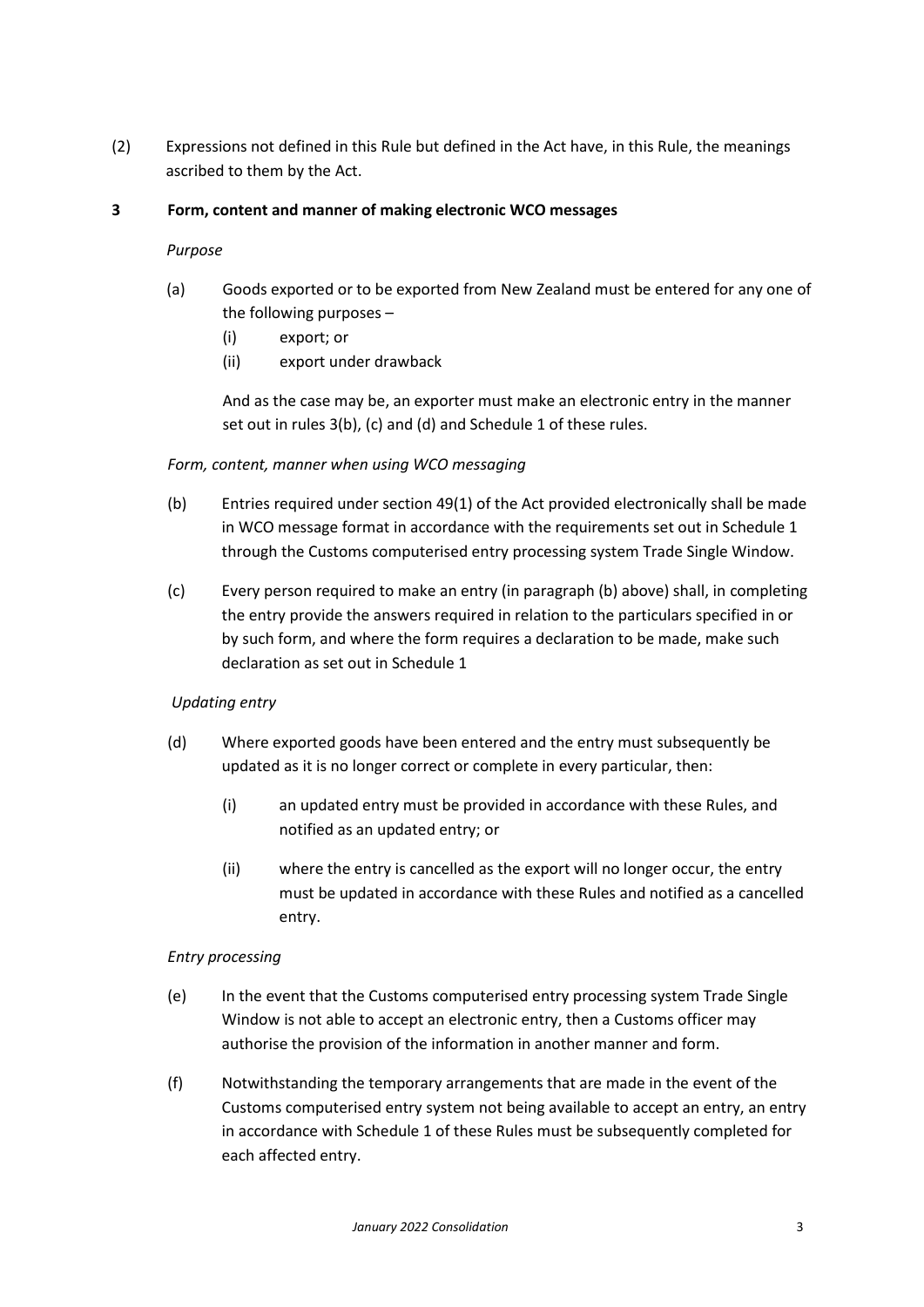(2) Expressions not defined in this Rule but defined in the Act have, in this Rule, the meanings ascribed to them by the Act.

## 3 Form, content and manner of making electronic WCO messages

*Purpose*

(a) Goods exported or to be exported from New Zealand must be entered for any one of the following purposes –

(i) export; or

(ii) export under drawback

And as the case may be, an exporter must make an electronic entry in the manner set out in rules 3(b), (c) and (d) and Schedule 1 of these rules.

*Form, content, manner when using WCO messaging*

(b) Entries required under section 49(1) of the Act provided electronically shall be made in WCO message format in accordance with the requirements set out in Schedule 1 through the Customs computerised entry processing system Trade Single Window.

(c) Every person required to make an entry (in paragraph (b) above) shall, in completing the entry provide the answers required in relation to the particulars specified in or by such form, and where the form requires a declaration to be made, make such declaration as set out in Schedule 1

*Updating entry*

(d) Where exported goods have been entered and the entry must subsequently be updated as it is no longer correct or complete in every particular, then:

(i) an updated entry must be provided in accordance with these Rules, and notified as an updated entry; or

(ii) where the entry is cancelled as the export will no longer occur, the entry must be updated in accordance with these Rules and notified as a cancelled entry.

*Entry processing*

(e) In the event that the Customs computerised entry processing system Trade Single Window is not able to accept an electronic entry, then a Customs officer may authorise the provision of the information in another manner and form.

(f) Notwithstanding the temporary arrangements that are made in the event of the Customs computerised entry system not being available to accept an entry, an entry in accordance with Schedule 1 of these Rules must be subsequently completed for each affected entry.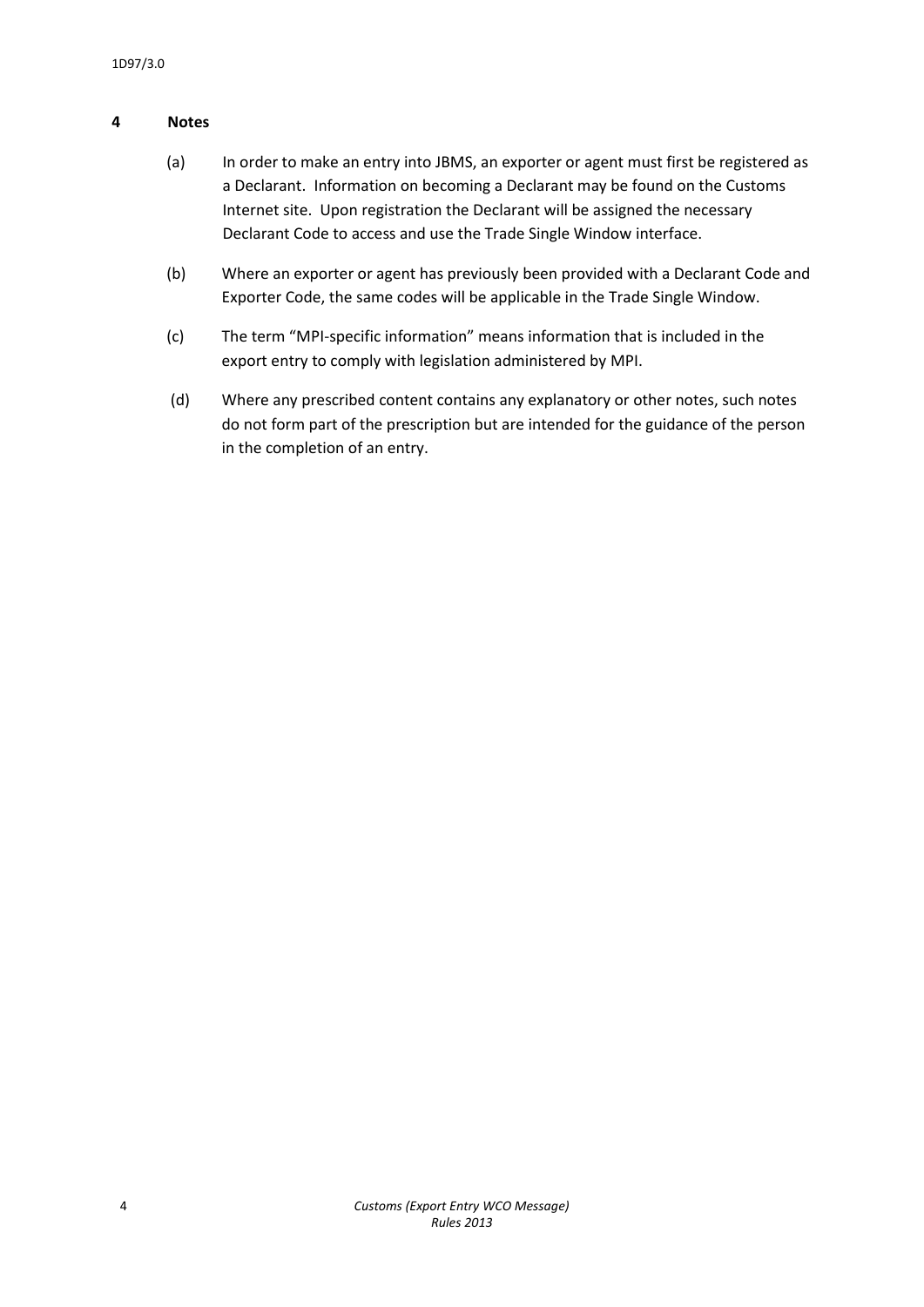## 4 Notes

(a) In order to make an entry into JBMS, an exporter or agent must first be registered as a Declarant. Information on becoming a Declarant may be found on the Customs Internet site. Upon registration the Declarant will be assigned the necessary Declarant Code to access and use the Trade Single Window interface.

(b) Where an exporter or agent has previously been provided with a Declarant Code and Exporter Code, the same codes will be applicable in the Trade Single Window.

(c) The term “MPI-specific information” means information that is included in the export entry to comply with legislation administered by MPI.

(d) Where any prescribed content contains any explanatory or other notes, such notes do not form part of the prescription but are intended for the guidance of the person in the completion of an entry.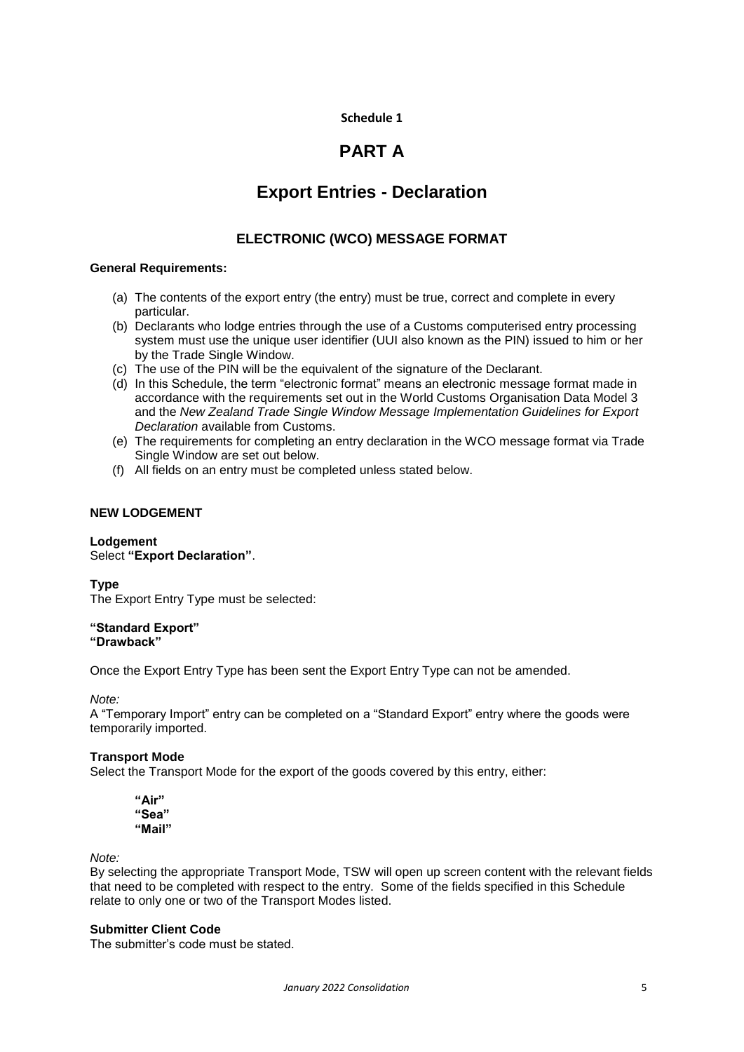**Schedule 1**

# PART A

# Export Entries - Declaration

## ELECTRONIC (WCO) MESSAGE FORMAT

**General Requirements:**

(a) The contents of the export entry (the entry) must be true, correct and complete in every particular.
(b) Declarants who lodge entries through the use of a Customs computerised entry processing system must use the unique user identifier (UUI also known as the PIN) issued to him or her by the Trade Single Window.
(c) The use of the PIN will be the equivalent of the signature of the Declarant.
(d) In this Schedule, the term "electronic format" means an electronic message format made in accordance with the requirements set out in the World Customs Organisation Data Model 3 and the *New Zealand Trade Single Window Message Implementation Guidelines for Export Declaration* available from Customs.
(e) The requirements for completing an entry declaration in the WCO message format via Trade Single Window are set out below.
(f) All fields on an entry must be completed unless stated below.

**NEW LODGEMENT**

**Lodgement**
Select **"Export Declaration"**.

**Type**
The Export Entry Type must be selected:

**"Standard Export"**
**"Drawback"**

Once the Export Entry Type has been sent the Export Entry Type can not be amended.

*Note:*
A "Temporary Import" entry can be completed on a "Standard Export" entry where the goods were temporarily imported.

**Transport Mode**
Select the Transport Mode for the export of the goods covered by this entry, either:

**"Air"**
**"Sea"**
**"Mail"**

*Note:*
By selecting the appropriate Transport Mode, TSW will open up screen content with the relevant fields that need to be completed with respect to the entry. Some of the fields specified in this Schedule relate to only one or two of the Transport Modes listed.

**Submitter Client Code**
The submitter's code must be stated.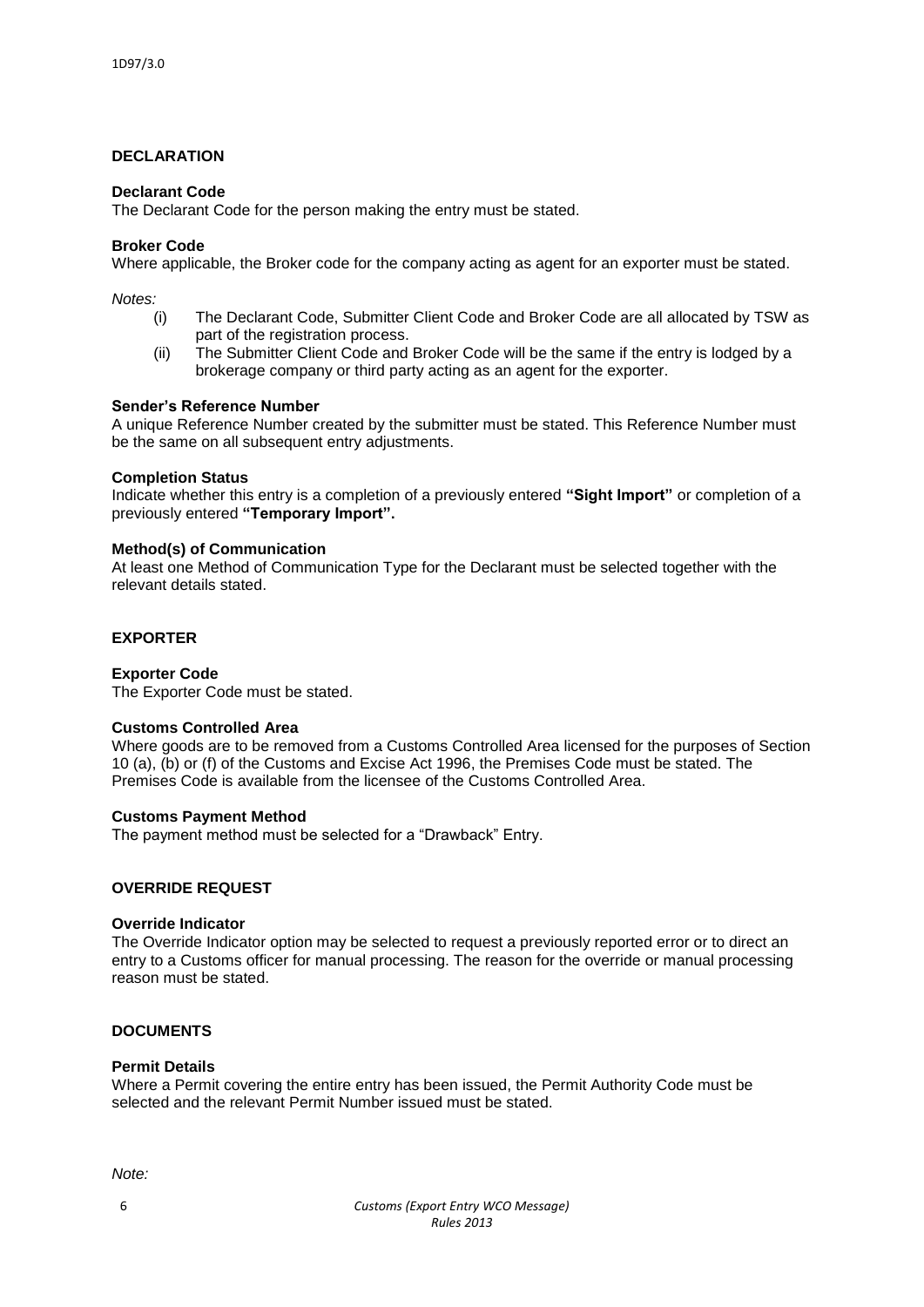## DECLARATION

### Declarant Code

The Declarant Code for the person making the entry must be stated.

### Broker Code

Where applicable, the Broker code for the company acting as agent for an exporter must be stated.

*Notes:*

(i) The Declarant Code, Submitter Client Code and Broker Code are all allocated by TSW as part of the registration process.

(ii) The Submitter Client Code and Broker Code will be the same if the entry is lodged by a brokerage company or third party acting as an agent for the exporter.

### Sender's Reference Number

A unique Reference Number created by the submitter must be stated. This Reference Number must be the same on all subsequent entry adjustments.

### Completion Status

Indicate whether this entry is a completion of a previously entered **"Sight Import"** or completion of a previously entered **"Temporary Import".**

### Method(s) of Communication

At least one Method of Communication Type for the Declarant must be selected together with the relevant details stated.

## EXPORTER

### Exporter Code

The Exporter Code must be stated.

### Customs Controlled Area

Where goods are to be removed from a Customs Controlled Area licensed for the purposes of Section 10 (a), (b) or (f) of the Customs and Excise Act 1996, the Premises Code must be stated. The Premises Code is available from the licensee of the Customs Controlled Area.

### Customs Payment Method

The payment method must be selected for a "Drawback" Entry.

## OVERRIDE REQUEST

### Override Indicator

The Override Indicator option may be selected to request a previously reported error or to direct an entry to a Customs officer for manual processing. The reason for the override or manual processing reason must be stated.

## DOCUMENTS

### Permit Details

Where a Permit covering the entire entry has been issued, the Permit Authority Code must be selected and the relevant Permit Number issued must be stated.

*Note:*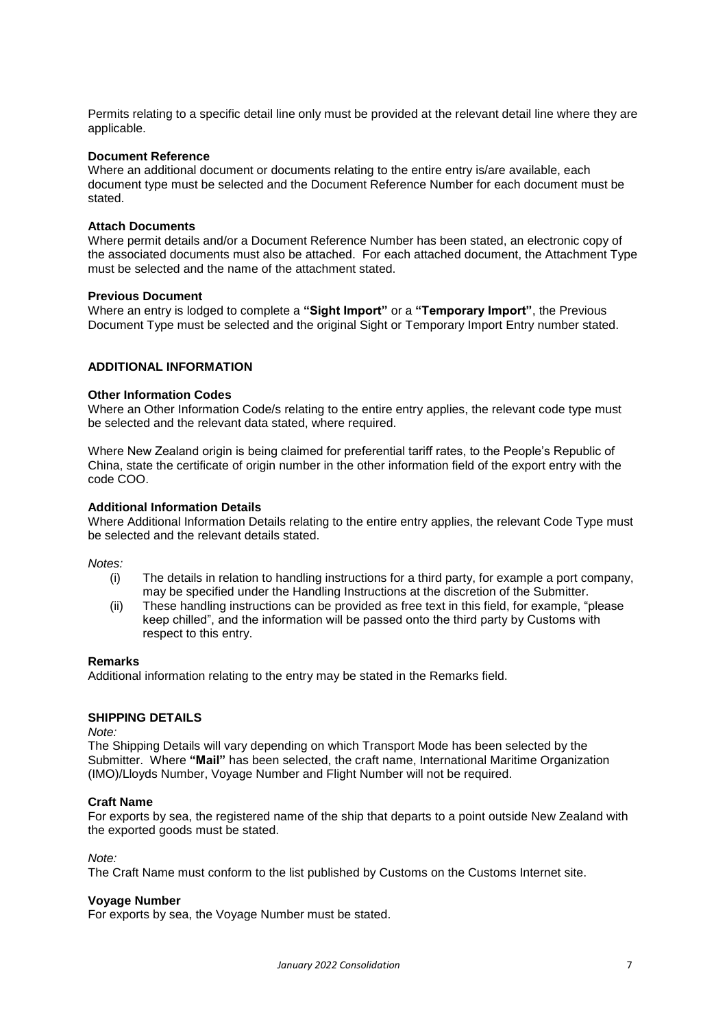Permits relating to a specific detail line only must be provided at the relevant detail line where they are applicable.

**Document Reference**

Where an additional document or documents relating to the entire entry is/are available, each document type must be selected and the Document Reference Number for each document must be stated.

**Attach Documents**

Where permit details and/or a Document Reference Number has been stated, an electronic copy of the associated documents must also be attached. For each attached document, the Attachment Type must be selected and the name of the attachment stated.

**Previous Document**

Where an entry is lodged to complete a **"Sight Import"** or a **"Temporary Import"**, the Previous Document Type must be selected and the original Sight or Temporary Import Entry number stated.

**ADDITIONAL INFORMATION**

**Other Information Codes**

Where an Other Information Code/s relating to the entire entry applies, the relevant code type must be selected and the relevant data stated, where required.

Where New Zealand origin is being claimed for preferential tariff rates, to the People's Republic of China, state the certificate of origin number in the other information field of the export entry with the code COO.

**Additional Information Details**

Where Additional Information Details relating to the entire entry applies, the relevant Code Type must be selected and the relevant details stated.

*Notes:*

(i) The details in relation to handling instructions for a third party, for example a port company, may be specified under the Handling Instructions at the discretion of the Submitter.

(ii) These handling instructions can be provided as free text in this field, for example, "please keep chilled", and the information will be passed onto the third party by Customs with respect to this entry.

**Remarks**

Additional information relating to the entry may be stated in the Remarks field.

**SHIPPING DETAILS**

*Note:*

The Shipping Details will vary depending on which Transport Mode has been selected by the Submitter. Where **"Mail"** has been selected, the craft name, International Maritime Organization (IMO)/Lloyds Number, Voyage Number and Flight Number will not be required.

**Craft Name**

For exports by sea, the registered name of the ship that departs to a point outside New Zealand with the exported goods must be stated.

*Note:*

The Craft Name must conform to the list published by Customs on the Customs Internet site.

**Voyage Number**

For exports by sea, the Voyage Number must be stated.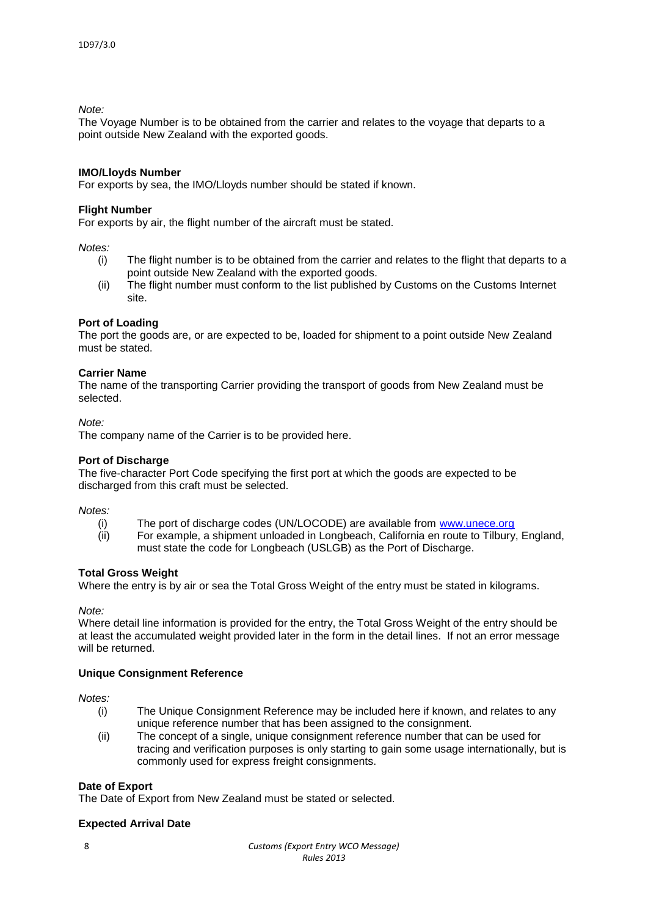*Note:*

The Voyage Number is to be obtained from the carrier and relates to the voyage that departs to a point outside New Zealand with the exported goods.

**IMO/Lloyds Number**

For exports by sea, the IMO/Lloyds number should be stated if known.

**Flight Number**

For exports by air, the flight number of the aircraft must be stated.

*Notes:*

- (i) The flight number is to be obtained from the carrier and relates to the flight that departs to a point outside New Zealand with the exported goods.
- (ii) The flight number must conform to the list published by Customs on the Customs Internet site.

**Port of Loading**

The port the goods are, or are expected to be, loaded for shipment to a point outside New Zealand must be stated.

**Carrier Name**

The name of the transporting Carrier providing the transport of goods from New Zealand must be selected.

*Note:*

The company name of the Carrier is to be provided here.

**Port of Discharge**

The five-character Port Code specifying the first port at which the goods are expected to be discharged from this craft must be selected.

*Notes:*

- (i) The port of discharge codes (UN/LOCODE) are available from [www.unece.org](http://www.unece.org)
- (ii) For example, a shipment unloaded in Longbeach, California en route to Tilbury, England, must state the code for Longbeach (USLGB) as the Port of Discharge.

**Total Gross Weight**

Where the entry is by air or sea the Total Gross Weight of the entry must be stated in kilograms.

*Note:*

Where detail line information is provided for the entry, the Total Gross Weight of the entry should be at least the accumulated weight provided later in the form in the detail lines. If not an error message will be returned.

**Unique Consignment Reference**

*Notes:*

- (i) The Unique Consignment Reference may be included here if known, and relates to any unique reference number that has been assigned to the consignment.
- (ii) The concept of a single, unique consignment reference number that can be used for tracing and verification purposes is only starting to gain some usage internationally, but is commonly used for express freight consignments.

**Date of Export**

The Date of Export from New Zealand must be stated or selected.

**Expected Arrival Date**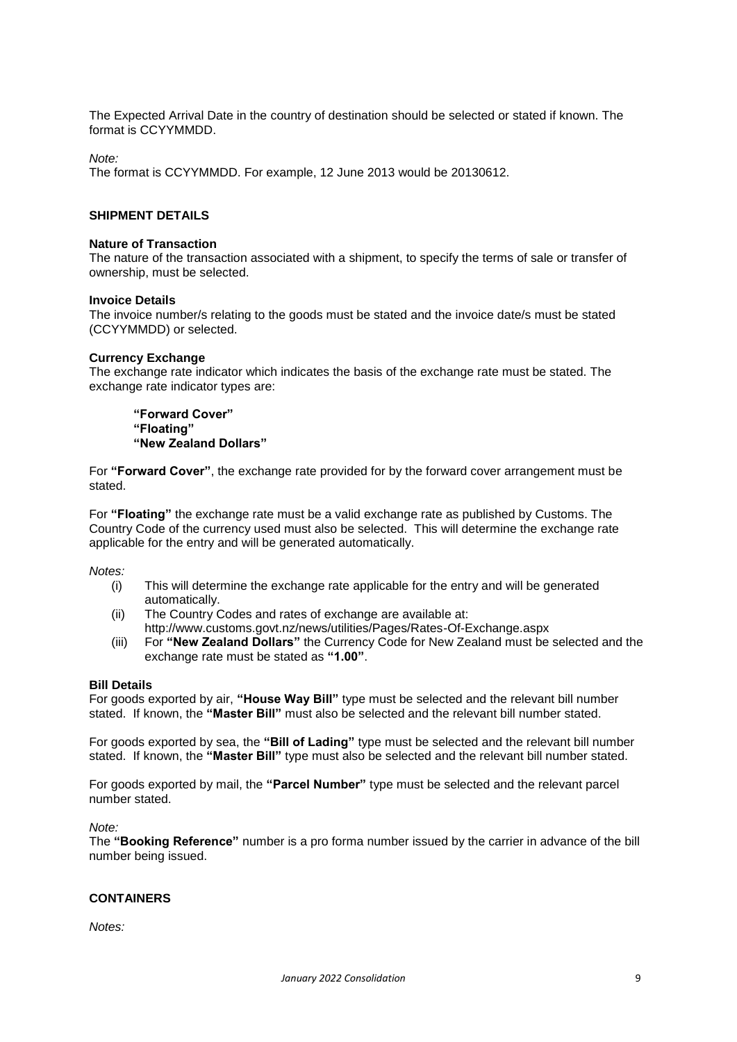The Expected Arrival Date in the country of destination should be selected or stated if known. The format is CCYYMMDD.

*Note:*

The format is CCYYMMDD. For example, 12 June 2013 would be 20130612.

## SHIPMENT DETAILS

### Nature of Transaction

The nature of the transaction associated with a shipment, to specify the terms of sale or transfer of ownership, must be selected.

### Invoice Details

The invoice number/s relating to the goods must be stated and the invoice date/s must be stated (CCYYMMDD) or selected.

### Currency Exchange

The exchange rate indicator which indicates the basis of the exchange rate must be stated. The exchange rate indicator types are:

> **"Forward Cover"**
> **"Floating"**
> **"New Zealand Dollars"**

For **"Forward Cover"**, the exchange rate provided for by the forward cover arrangement must be stated.

For **"Floating"** the exchange rate must be a valid exchange rate as published by Customs. The Country Code of the currency used must also be selected. This will determine the exchange rate applicable for the entry and will be generated automatically.

*Notes:*

(i) This will determine the exchange rate applicable for the entry and will be generated automatically.

(ii) The Country Codes and rates of exchange are available at: http://www.customs.govt.nz/news/utilities/Pages/Rates-Of-Exchange.aspx

(iii) For **"New Zealand Dollars"** the Currency Code for New Zealand must be selected and the exchange rate must be stated as **"1.00"**.

### Bill Details

For goods exported by air, **"House Way Bill"** type must be selected and the relevant bill number stated. If known, the **"Master Bill"** must also be selected and the relevant bill number stated.

For goods exported by sea, the **"Bill of Lading"** type must be selected and the relevant bill number stated. If known, the **"Master Bill"** type must also be selected and the relevant bill number stated.

For goods exported by mail, the **"Parcel Number"** type must be selected and the relevant parcel number stated.

*Note:*

The **"Booking Reference"** number is a pro forma number issued by the carrier in advance of the bill number being issued.

## CONTAINERS

*Notes:*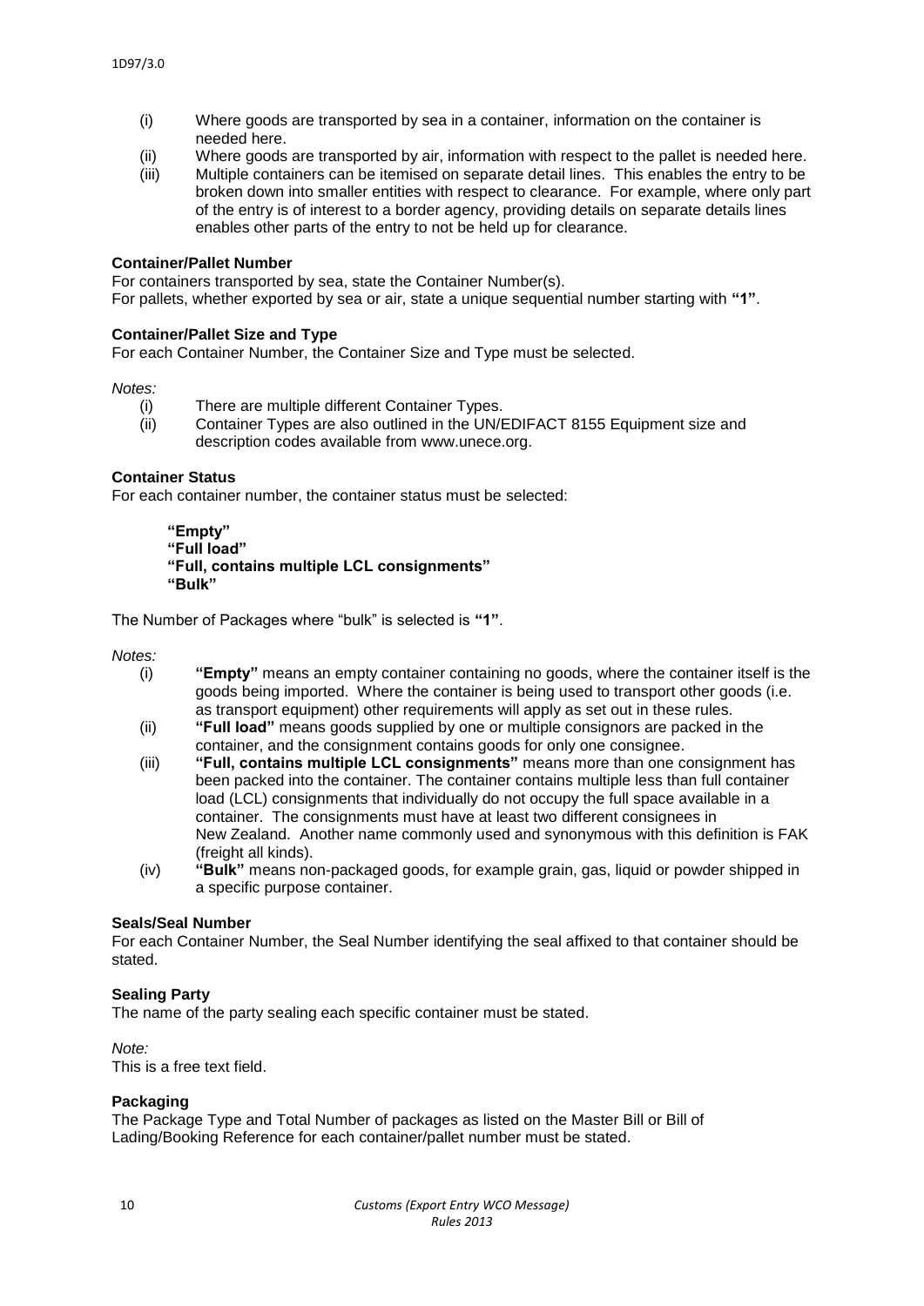(i) Where goods are transported by sea in a container, information on the container is needed here.

(ii) Where goods are transported by air, information with respect to the pallet is needed here.

(iii) Multiple containers can be itemised on separate detail lines. This enables the entry to be broken down into smaller entities with respect to clearance. For example, where only part of the entry is of interest to a border agency, providing details on separate details lines enables other parts of the entry to not be held up for clearance.

**Container/Pallet Number**

For containers transported by sea, state the Container Number(s).
For pallets, whether exported by sea or air, state a unique sequential number starting with **"1"**.

**Container/Pallet Size and Type**

For each Container Number, the Container Size and Type must be selected.

*Notes:*

(i) There are multiple different Container Types.

(ii) Container Types are also outlined in the UN/EDIFACT 8155 Equipment size and description codes available from www.unece.org.

**Container Status**

For each container number, the container status must be selected:

**"Empty"**
**"Full load"**
**"Full, contains multiple LCL consignments"**
**"Bulk"**

The Number of Packages where "bulk" is selected is **"1"**.

*Notes:*

(i) **"Empty"** means an empty container containing no goods, where the container itself is the goods being imported. Where the container is being used to transport other goods (i.e. as transport equipment) other requirements will apply as set out in these rules.

(ii) **"Full load"** means goods supplied by one or multiple consignors are packed in the container, and the consignment contains goods for only one consignee.

(iii) **"Full, contains multiple LCL consignments"** means more than one consignment has been packed into the container. The container contains multiple less than full container load (LCL) consignments that individually do not occupy the full space available in a container. The consignments must have at least two different consignees in New Zealand. Another name commonly used and synonymous with this definition is FAK (freight all kinds).

(iv) **"Bulk"** means non-packaged goods, for example grain, gas, liquid or powder shipped in a specific purpose container.

**Seals/Seal Number**

For each Container Number, the Seal Number identifying the seal affixed to that container should be stated.

**Sealing Party**

The name of the party sealing each specific container must be stated.

*Note:*
This is a free text field.

**Packaging**

The Package Type and Total Number of packages as listed on the Master Bill or Bill of Lading/Booking Reference for each container/pallet number must be stated.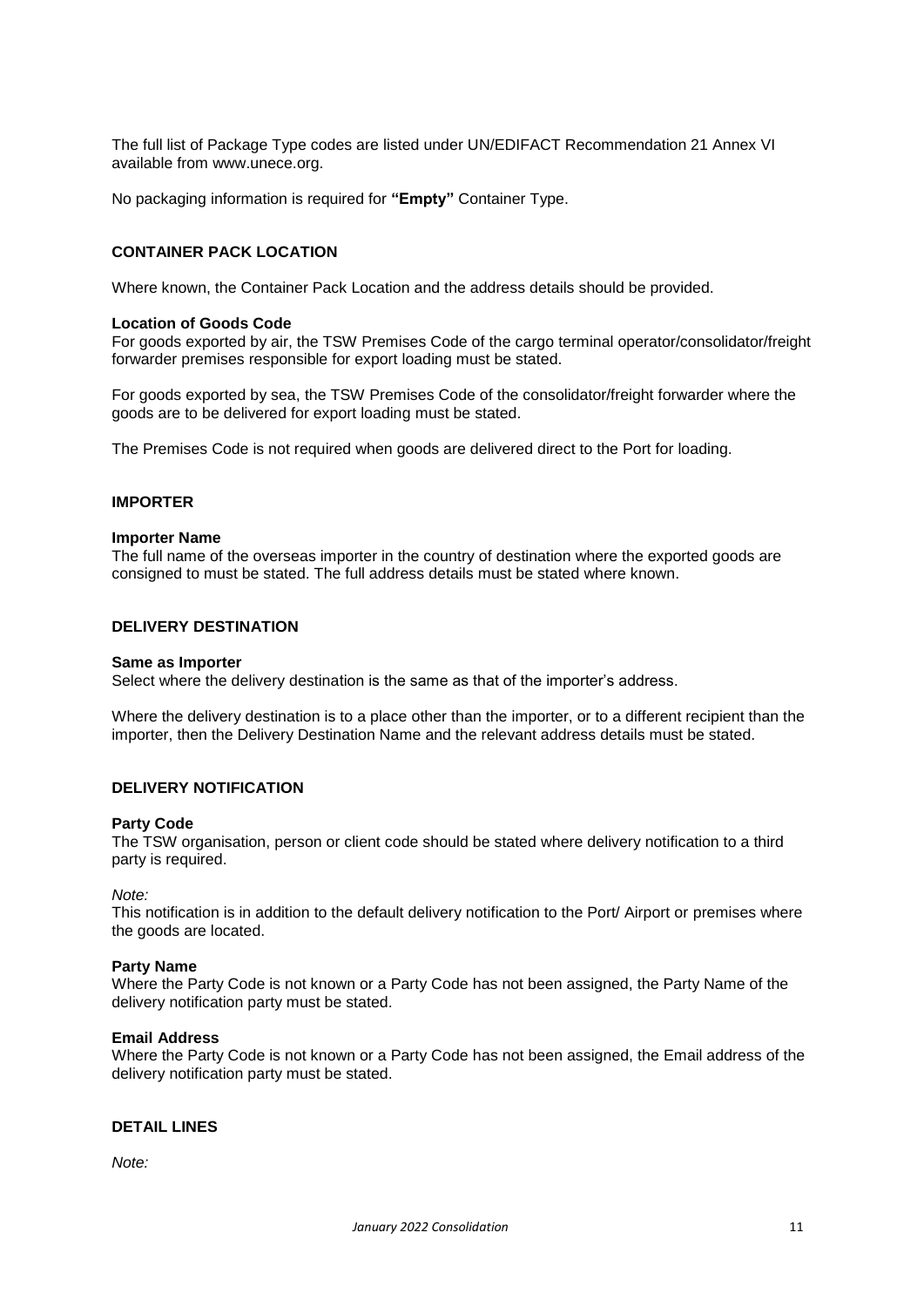The full list of Package Type codes are listed under UN/EDIFACT Recommendation 21 Annex VI available from www.unece.org.

No packaging information is required for **"Empty"** Container Type.

## CONTAINER PACK LOCATION

Where known, the Container Pack Location and the address details should be provided.

**Location of Goods Code**
For goods exported by air, the TSW Premises Code of the cargo terminal operator/consolidator/freight forwarder premises responsible for export loading must be stated.

For goods exported by sea, the TSW Premises Code of the consolidator/freight forwarder where the goods are to be delivered for export loading must be stated.

The Premises Code is not required when goods are delivered direct to the Port for loading.

## IMPORTER

**Importer Name**
The full name of the overseas importer in the country of destination where the exported goods are consigned to must be stated. The full address details must be stated where known.

## DELIVERY DESTINATION

**Same as Importer**
Select where the delivery destination is the same as that of the importer's address.

Where the delivery destination is to a place other than the importer, or to a different recipient than the importer, then the Delivery Destination Name and the relevant address details must be stated.

## DELIVERY NOTIFICATION

**Party Code**
The TSW organisation, person or client code should be stated where delivery notification to a third party is required.

*Note:*
This notification is in addition to the default delivery notification to the Port/ Airport or premises where the goods are located.

**Party Name**
Where the Party Code is not known or a Party Code has not been assigned, the Party Name of the delivery notification party must be stated.

**Email Address**
Where the Party Code is not known or a Party Code has not been assigned, the Email address of the delivery notification party must be stated.

## DETAIL LINES

*Note:*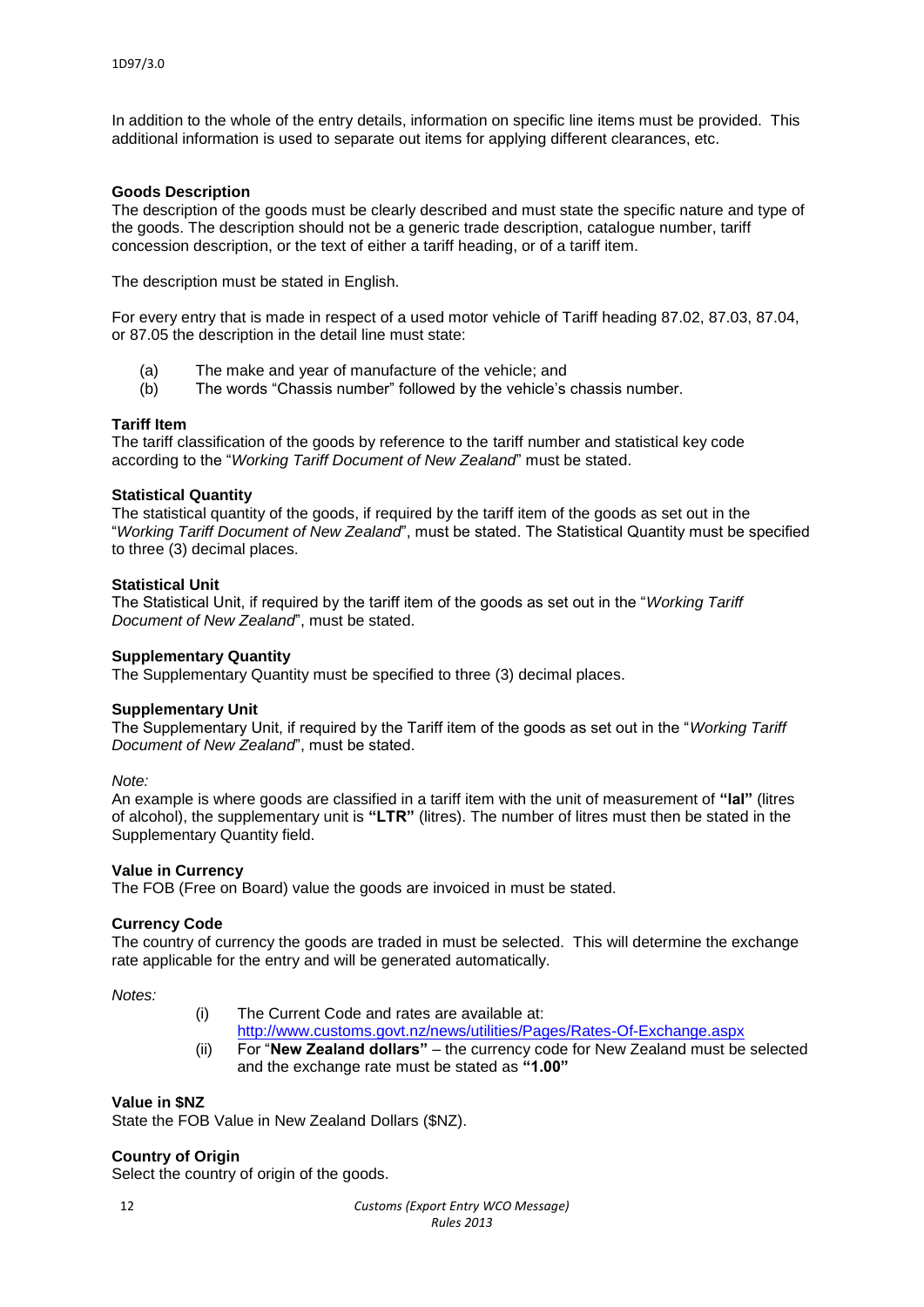In addition to the whole of the entry details, information on specific line items must be provided. This additional information is used to separate out items for applying different clearances, etc.

**Goods Description**

The description of the goods must be clearly described and must state the specific nature and type of the goods. The description should not be a generic trade description, catalogue number, tariff concession description, or the text of either a tariff heading, or of a tariff item.

The description must be stated in English.

For every entry that is made in respect of a used motor vehicle of Tariff heading 87.02, 87.03, 87.04, or 87.05 the description in the detail line must state:

(a) The make and year of manufacture of the vehicle; and
(b) The words "Chassis number" followed by the vehicle's chassis number.

**Tariff Item**

The tariff classification of the goods by reference to the tariff number and statistical key code according to the "*Working Tariff Document of New Zealand*" must be stated.

**Statistical Quantity**

The statistical quantity of the goods, if required by the tariff item of the goods as set out in the "*Working Tariff Document of New Zealand*", must be stated. The Statistical Quantity must be specified to three (3) decimal places.

**Statistical Unit**

The Statistical Unit, if required by the tariff item of the goods as set out in the "*Working Tariff Document of New Zealand*", must be stated.

**Supplementary Quantity**

The Supplementary Quantity must be specified to three (3) decimal places.

**Supplementary Unit**

The Supplementary Unit, if required by the Tariff item of the goods as set out in the "*Working Tariff Document of New Zealand*", must be stated.

*Note:*

An example is where goods are classified in a tariff item with the unit of measurement of **"lal"** (litres of alcohol), the supplementary unit is **"LTR"** (litres). The number of litres must then be stated in the Supplementary Quantity field.

**Value in Currency**

The FOB (Free on Board) value the goods are invoiced in must be stated.

**Currency Code**

The country of currency the goods are traded in must be selected. This will determine the exchange rate applicable for the entry and will be generated automatically.

*Notes:*

(i) The Current Code and rates are available at: http://www.customs.govt.nz/news/utilities/Pages/Rates-Of-Exchange.aspx
(ii) For "**New Zealand dollars"** – the currency code for New Zealand must be selected and the exchange rate must be stated as **"1.00"**

**Value in $NZ**

State the FOB Value in New Zealand Dollars ($NZ).

**Country of Origin**

Select the country of origin of the goods.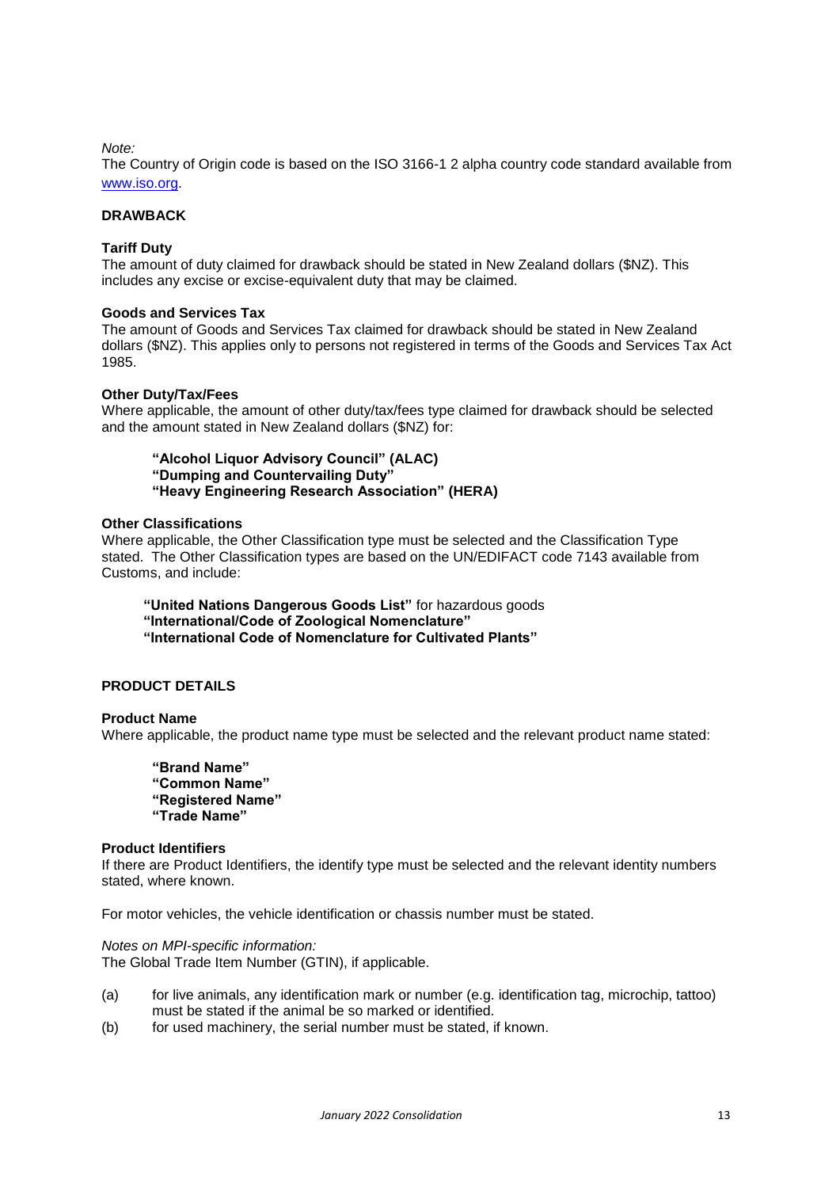*Note:*
The Country of Origin code is based on the ISO 3166-1 2 alpha country code standard available from www.iso.org.

## DRAWBACK

### Tariff Duty

The amount of duty claimed for drawback should be stated in New Zealand dollars ($NZ). This includes any excise or excise-equivalent duty that may be claimed.

### Goods and Services Tax

The amount of Goods and Services Tax claimed for drawback should be stated in New Zealand dollars ($NZ). This applies only to persons not registered in terms of the Goods and Services Tax Act 1985.

### Other Duty/Tax/Fees

Where applicable, the amount of other duty/tax/fees type claimed for drawback should be selected and the amount stated in New Zealand dollars ($NZ) for:

**"Alcohol Liquor Advisory Council" (ALAC)**
**"Dumping and Countervailing Duty"**
**"Heavy Engineering Research Association" (HERA)**

### Other Classifications

Where applicable, the Other Classification type must be selected and the Classification Type stated. The Other Classification types are based on the UN/EDIFACT code 7143 available from Customs, and include:

**"United Nations Dangerous Goods List"** for hazardous goods
**"International/Code of Zoological Nomenclature"**
**"International Code of Nomenclature for Cultivated Plants"**

## PRODUCT DETAILS

### Product Name

Where applicable, the product name type must be selected and the relevant product name stated:

**"Brand Name"**
**"Common Name"**
**"Registered Name"**
**"Trade Name"**

### Product Identifiers

If there are Product Identifiers, the identify type must be selected and the relevant identity numbers stated, where known.

For motor vehicles, the vehicle identification or chassis number must be stated.

*Notes on MPI-specific information:*
The Global Trade Item Number (GTIN), if applicable.

(a) for live animals, any identification mark or number (e.g. identification tag, microchip, tattoo) must be stated if the animal be so marked or identified.
(b) for used machinery, the serial number must be stated, if known.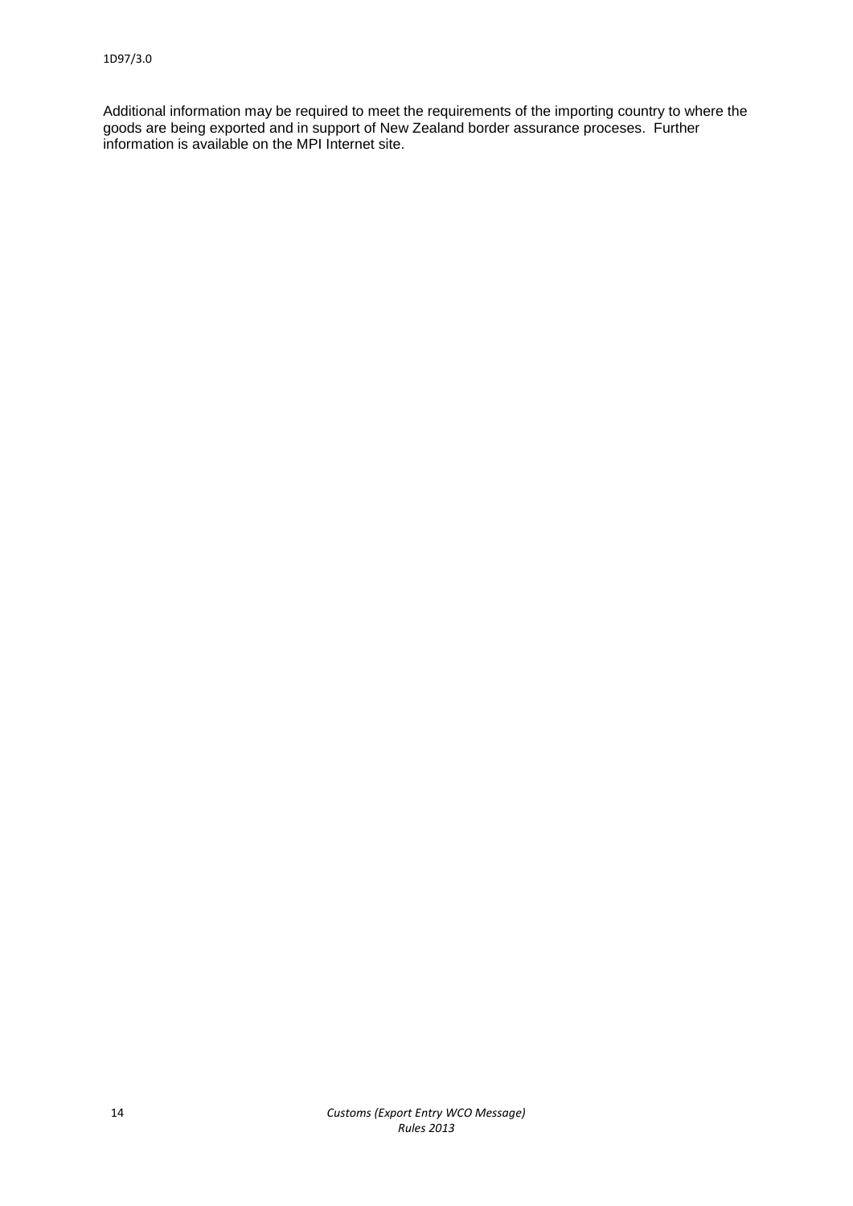Additional information may be required to meet the requirements of the importing country to where the goods are being exported and in support of New Zealand border assurance proceses. Further information is available on the MPI Internet site.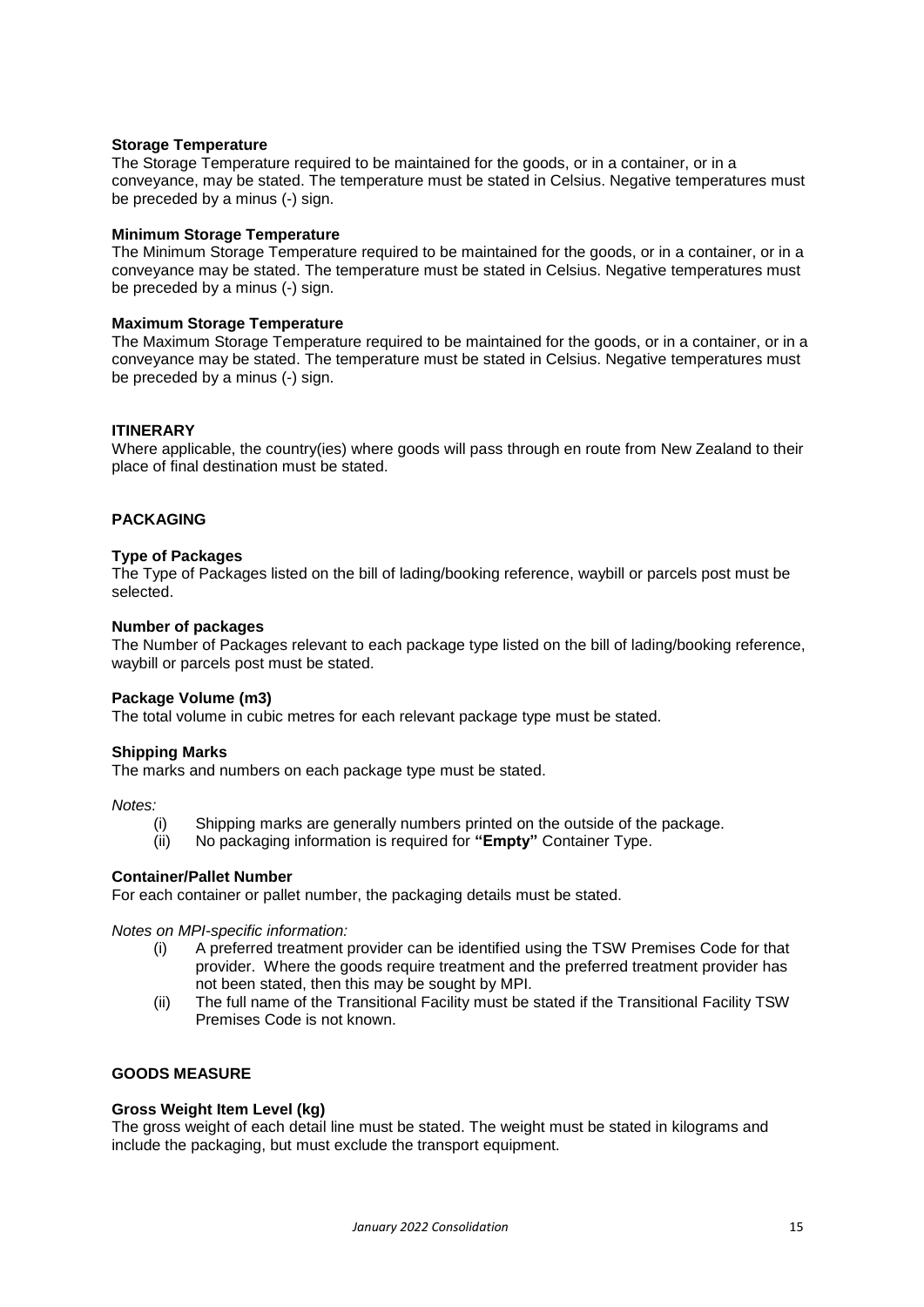**Storage Temperature**
The Storage Temperature required to be maintained for the goods, or in a container, or in a conveyance, may be stated. The temperature must be stated in Celsius. Negative temperatures must be preceded by a minus (-) sign.

**Minimum Storage Temperature**
The Minimum Storage Temperature required to be maintained for the goods, or in a container, or in a conveyance may be stated. The temperature must be stated in Celsius. Negative temperatures must be preceded by a minus (-) sign.

**Maximum Storage Temperature**
The Maximum Storage Temperature required to be maintained for the goods, or in a container, or in a conveyance may be stated. The temperature must be stated in Celsius. Negative temperatures must be preceded by a minus (-) sign.

**ITINERARY**
Where applicable, the country(ies) where goods will pass through en route from New Zealand to their place of final destination must be stated.

**PACKAGING**

**Type of Packages**
The Type of Packages listed on the bill of lading/booking reference, waybill or parcels post must be selected.

**Number of packages**
The Number of Packages relevant to each package type listed on the bill of lading/booking reference, waybill or parcels post must be stated.

**Package Volume (m3)**
The total volume in cubic metres for each relevant package type must be stated.

**Shipping Marks**
The marks and numbers on each package type must be stated.

*Notes:*

(i) Shipping marks are generally numbers printed on the outside of the package.
(ii) No packaging information is required for **"Empty"** Container Type.

**Container/Pallet Number**
For each container or pallet number, the packaging details must be stated.

*Notes on MPI-specific information:*

(i) A preferred treatment provider can be identified using the TSW Premises Code for that provider. Where the goods require treatment and the preferred treatment provider has not been stated, then this may be sought by MPI.
(ii) The full name of the Transitional Facility must be stated if the Transitional Facility TSW Premises Code is not known.

**GOODS MEASURE**

**Gross Weight Item Level (kg)**
The gross weight of each detail line must be stated. The weight must be stated in kilograms and include the packaging, but must exclude the transport equipment.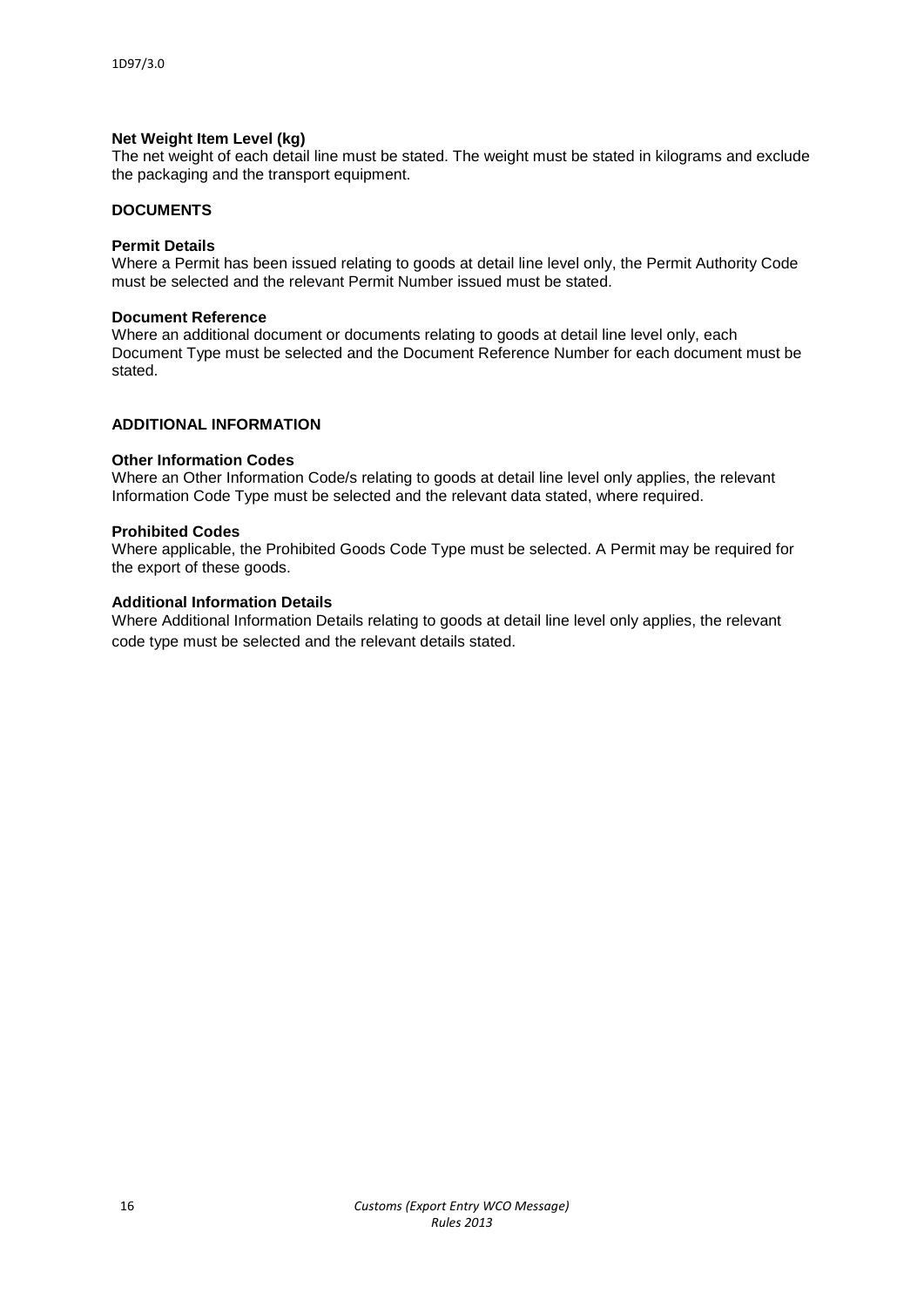**Net Weight Item Level (kg)**
The net weight of each detail line must be stated. The weight must be stated in kilograms and exclude the packaging and the transport equipment.

**DOCUMENTS**

**Permit Details**
Where a Permit has been issued relating to goods at detail line level only, the Permit Authority Code must be selected and the relevant Permit Number issued must be stated.

**Document Reference**
Where an additional document or documents relating to goods at detail line level only, each Document Type must be selected and the Document Reference Number for each document must be stated.

**ADDITIONAL INFORMATION**

**Other Information Codes**
Where an Other Information Code/s relating to goods at detail line level only applies, the relevant Information Code Type must be selected and the relevant data stated, where required.

**Prohibited Codes**
Where applicable, the Prohibited Goods Code Type must be selected. A Permit may be required for the export of these goods.

**Additional Information Details**
Where Additional Information Details relating to goods at detail line level only applies, the relevant code type must be selected and the relevant details stated.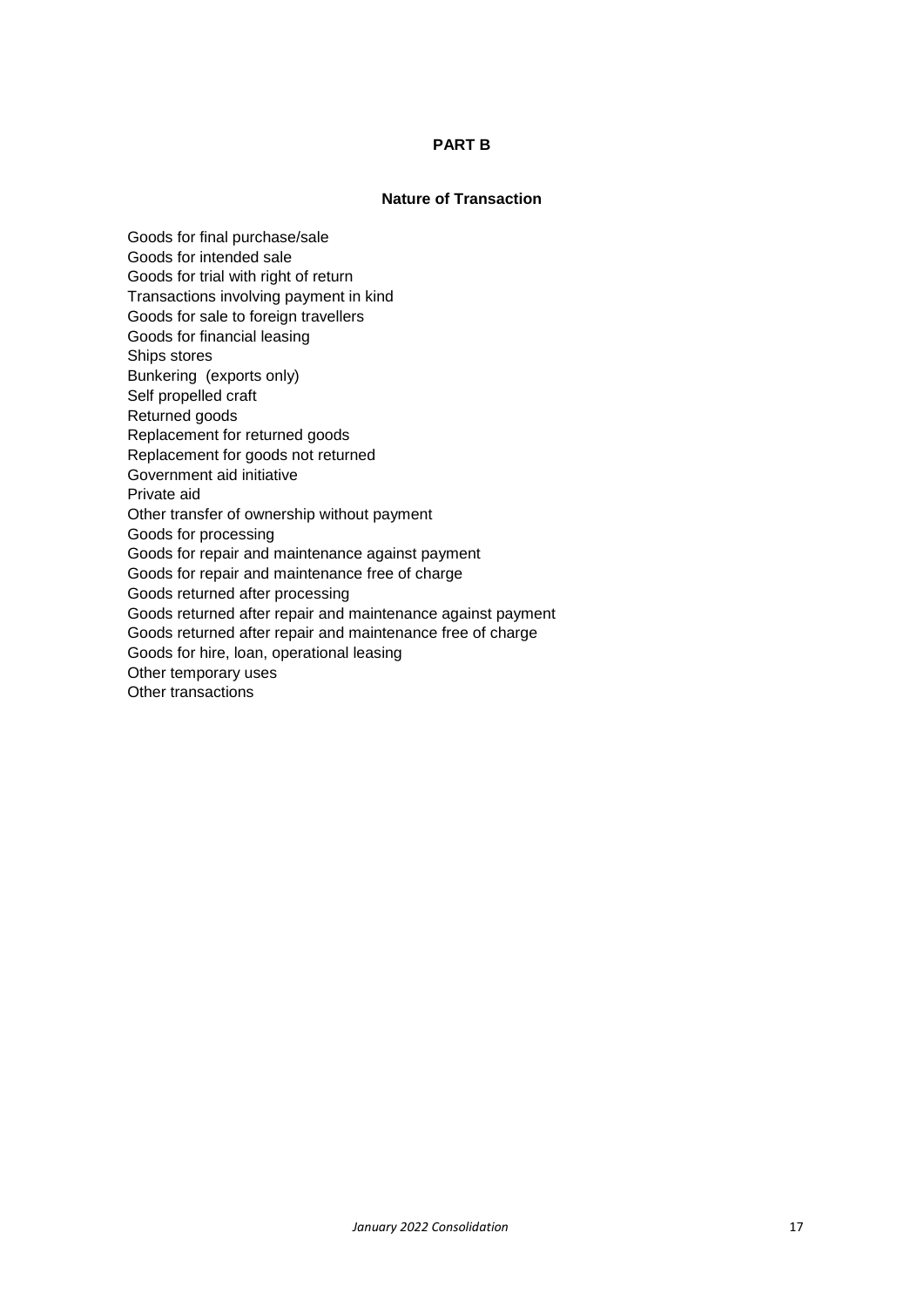**PART B**

**Nature of Transaction**

Goods for final purchase/sale
Goods for intended sale
Goods for trial with right of return
Transactions involving payment in kind
Goods for sale to foreign travellers
Goods for financial leasing
Ships stores
Bunkering (exports only)
Self propelled craft
Returned goods
Replacement for returned goods
Replacement for goods not returned
Government aid initiative
Private aid
Other transfer of ownership without payment
Goods for processing
Goods for repair and maintenance against payment
Goods for repair and maintenance free of charge
Goods returned after processing
Goods returned after repair and maintenance against payment
Goods returned after repair and maintenance free of charge
Goods for hire, loan, operational leasing
Other temporary uses
Other transactions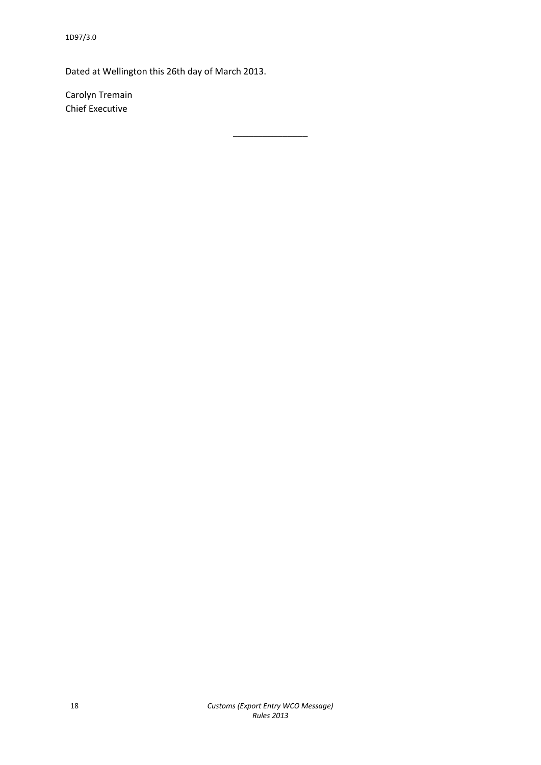Dated at Wellington this 26th day of March 2013.

Carolyn Tremain
Chief Executive

________________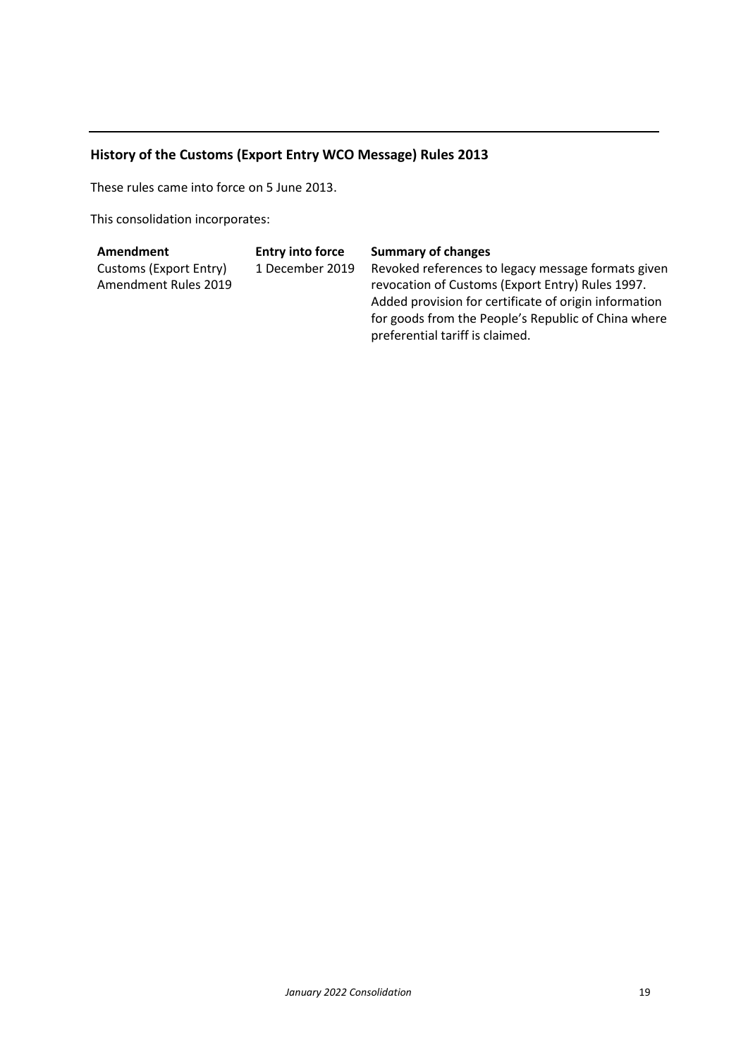## History of the Customs (Export Entry WCO Message) Rules 2013

These rules came into force on 5 June 2013.

This consolidation incorporates:

| Amendment | Entry into force | Summary of changes |
| --- | --- | --- |
| Customs (Export Entry) Amendment Rules 2019 | 1 December 2019 | Revoked references to legacy message formats given revocation of Customs (Export Entry) Rules 1997. Added provision for certificate of origin information for goods from the People's Republic of China where preferential tariff is claimed. |